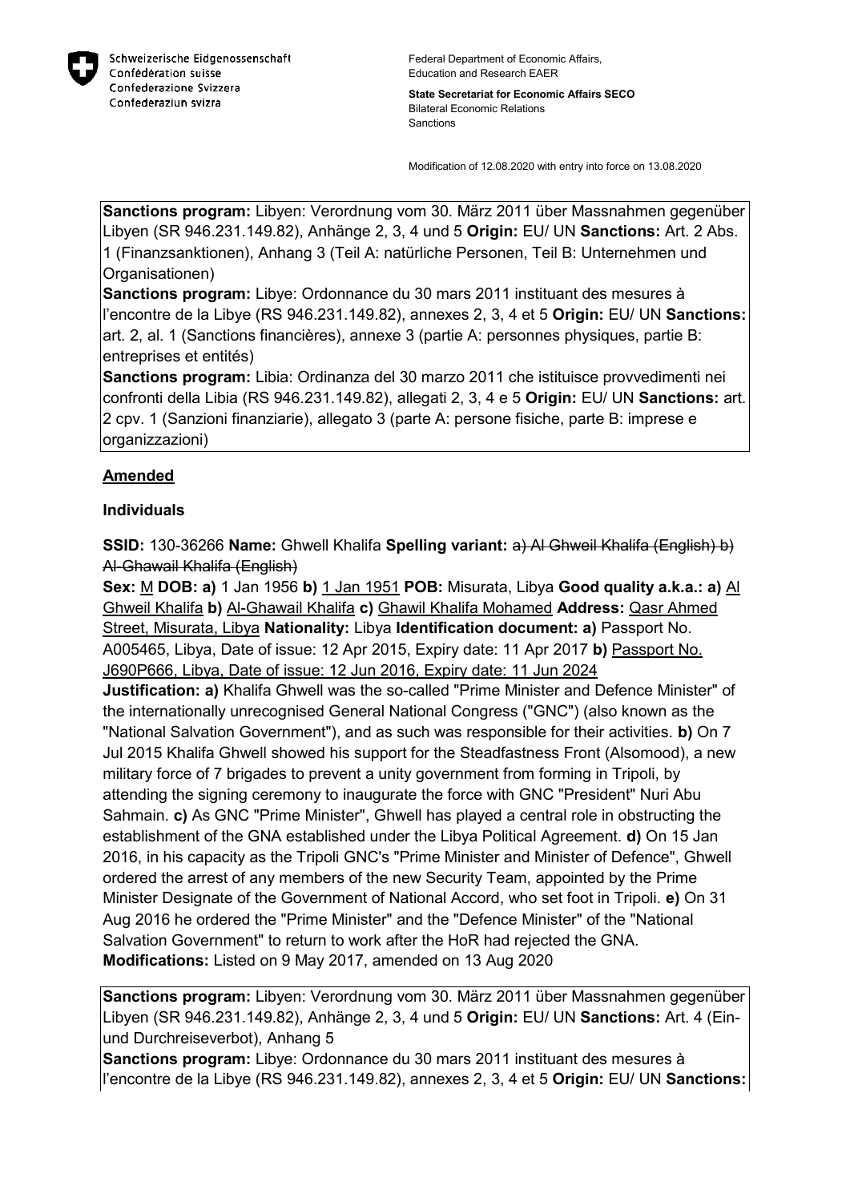Schweizerische Eidgenossenschaft
Confédération suisse
Confederazione Svizzera
Confederaziun svizra

Federal Department of Economic Affairs, Education and Research EAER

**State Secretariat for Economic Affairs SECO**
Bilateral Economic Relations
Sanctions

Modification of 12.08.2020 with entry into force on 13.08.2020

**Sanctions program:** Libyen: Verordnung vom 30. März 2011 über Massnahmen gegenüber Libyen (SR 946.231.149.82), Anhänge 2, 3, 4 und 5 **Origin:** EU/ UN **Sanctions:** Art. 2 Abs. 1 (Finanzsanktionen), Anhang 3 (Teil A: natürliche Personen, Teil B: Unternehmen und Organisationen)
**Sanctions program:** Libye: Ordonnance du 30 mars 2011 instituant des mesures à l'encontre de la Libye (RS 946.231.149.82), annexes 2, 3, 4 et 5 **Origin:** EU/ UN **Sanctions:** art. 2, al. 1 (Sanctions financières), annexe 3 (partie A: personnes physiques, partie B: entreprises et entités)
**Sanctions program:** Libia: Ordinanza del 30 marzo 2011 che istituisce provvedimenti nei confronti della Libia (RS 946.231.149.82), allegati 2, 3, 4 e 5 **Origin:** EU/ UN **Sanctions:** art. 2 cpv. 1 (Sanzioni finanziarie), allegato 3 (parte A: persone fisiche, parte B: imprese e organizzazioni)

## Amended

### Individuals

**SSID:** 130-36266 **Name:** Ghwell Khalifa **Spelling variant:** ~~a) Al Ghweil Khalifa (English) b) Al-Ghawail Khalifa (English)~~
**Sex:** M **DOB: a)** 1 Jan 1956 **b)** 1 Jan 1951 **POB:** Misurata, Libya **Good quality a.k.a.: a)** Al Ghweil Khalifa **b)** Al-Ghawail Khalifa **c)** Ghawil Khalifa Mohamed **Address:** Qasr Ahmed Street, Misurata, Libya **Nationality:** Libya **Identification document: a)** Passport No. A005465, Libya, Date of issue: 12 Apr 2015, Expiry date: 11 Apr 2017 **b)** Passport No. J690P666, Libya, Date of issue: 12 Jun 2016, Expiry date: 11 Jun 2024
**Justification: a)** Khalifa Ghwell was the so-called "Prime Minister and Defence Minister" of the internationally unrecognised General National Congress ("GNC") (also known as the "National Salvation Government"), and as such was responsible for their activities. **b)** On 7 Jul 2015 Khalifa Ghwell showed his support for the Steadfastness Front (Alsomood), a new military force of 7 brigades to prevent a unity government from forming in Tripoli, by attending the signing ceremony to inaugurate the force with GNC "President" Nuri Abu Sahmain. **c)** As GNC "Prime Minister", Ghwell has played a central role in obstructing the establishment of the GNA established under the Libya Political Agreement. **d)** On 15 Jan 2016, in his capacity as the Tripoli GNC's "Prime Minister and Minister of Defence", Ghwell ordered the arrest of any members of the new Security Team, appointed by the Prime Minister Designate of the Government of National Accord, who set foot in Tripoli. **e)** On 31 Aug 2016 he ordered the "Prime Minister" and the "Defence Minister" of the "National Salvation Government" to return to work after the HoR had rejected the GNA.
**Modifications:** Listed on 9 May 2017, amended on 13 Aug 2020

**Sanctions program:** Libyen: Verordnung vom 30. März 2011 über Massnahmen gegenüber Libyen (SR 946.231.149.82), Anhänge 2, 3, 4 und 5 **Origin:** EU/ UN **Sanctions:** Art. 4 (Ein- und Durchreiseverbot), Anhang 5
**Sanctions program:** Libye: Ordonnance du 30 mars 2011 instituant des mesures à l'encontre de la Libye (RS 946.231.149.82), annexes 2, 3, 4 et 5 **Origin:** EU/ UN **Sanctions:**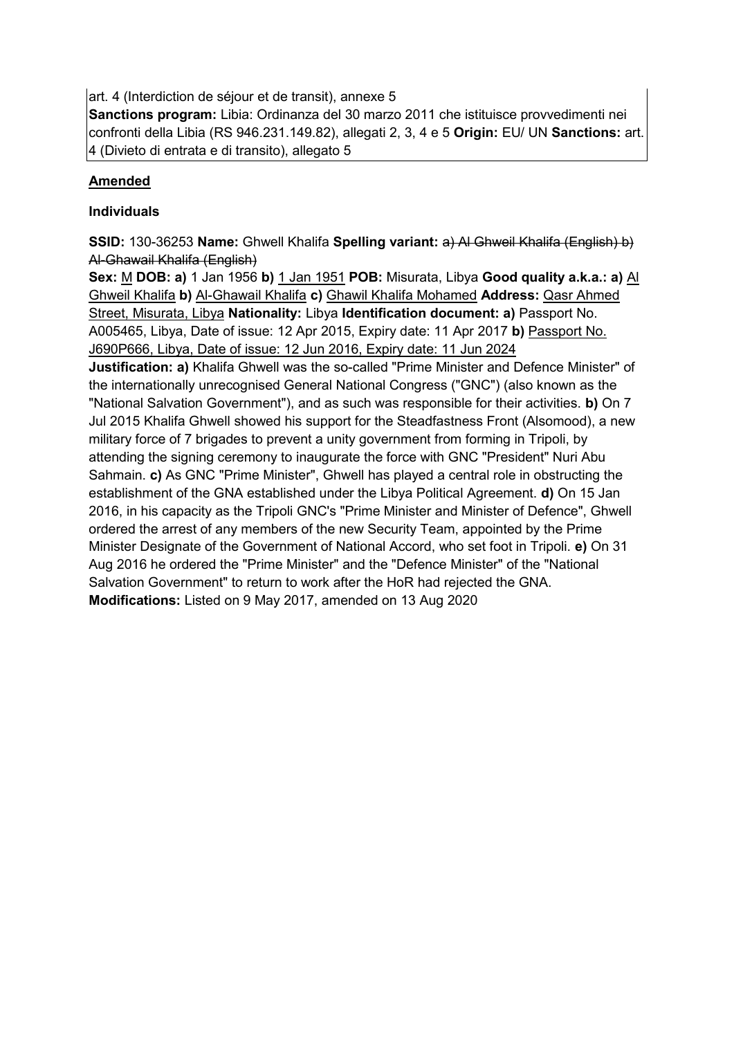art. 4 (Interdiction de séjour et de transit), annexe 5
**Sanctions program:** Libia: Ordinanza del 30 marzo 2011 che istituisce provvedimenti nei confronti della Libia (RS 946.231.149.82), allegati 2, 3, 4 e 5 **Origin:** EU/ UN **Sanctions:** art. 4 (Divieto di entrata e di transito), allegato 5

## Amended

### Individuals

**SSID:** 130-36253 **Name:** Ghwell Khalifa **Spelling variant:** ~~a) Al Ghweil Khalifa (English) b) Al-Ghawail Khalifa (English)~~
**Sex:** M **DOB: a)** 1 Jan 1956 **b)** 1 Jan 1951 **POB:** Misurata, Libya **Good quality a.k.a.: a)** Al Ghweil Khalifa **b)** Al-Ghawail Khalifa **c)** Ghawil Khalifa Mohamed **Address:** Qasr Ahmed Street, Misurata, Libya **Nationality:** Libya **Identification document: a)** Passport No. A005465, Libya, Date of issue: 12 Apr 2015, Expiry date: 11 Apr 2017 **b)** Passport No. J690P666, Libya, Date of issue: 12 Jun 2016, Expiry date: 11 Jun 2024
**Justification: a)** Khalifa Ghwell was the so-called "Prime Minister and Defence Minister" of the internationally unrecognised General National Congress ("GNC") (also known as the "National Salvation Government"), and as such was responsible for their activities. **b)** On 7 Jul 2015 Khalifa Ghwell showed his support for the Steadfastness Front (Alsomood), a new military force of 7 brigades to prevent a unity government from forming in Tripoli, by attending the signing ceremony to inaugurate the force with GNC "President" Nuri Abu Sahmain. **c)** As GNC "Prime Minister", Ghwell has played a central role in obstructing the establishment of the GNA established under the Libya Political Agreement. **d)** On 15 Jan 2016, in his capacity as the Tripoli GNC's "Prime Minister and Minister of Defence", Ghwell ordered the arrest of any members of the new Security Team, appointed by the Prime Minister Designate of the Government of National Accord, who set foot in Tripoli. **e)** On 31 Aug 2016 he ordered the "Prime Minister" and the "Defence Minister" of the "National Salvation Government" to return to work after the HoR had rejected the GNA.
**Modifications:** Listed on 9 May 2017, amended on 13 Aug 2020